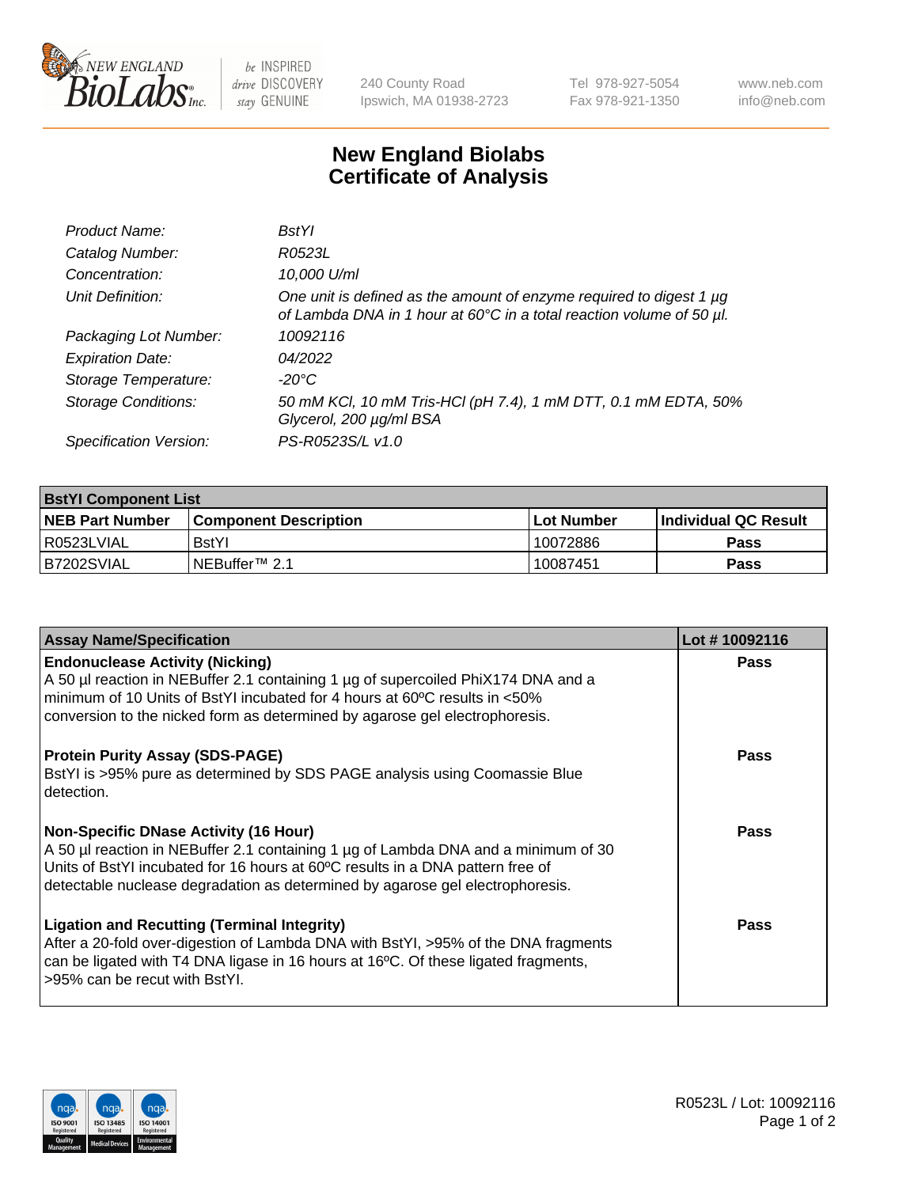New England BioLabs Inc. — be INSPIRED drive DISCOVERY stay GENUINE

240 County Road
Ipswich, MA 01938-2723

Tel 978-927-5054
Fax 978-921-1350

www.neb.com
info@neb.com

# New England Biolabs
# Certificate of Analysis

| | |
|---|---|
| *Product Name:* | *BstYI* |
| *Catalog Number:* | *R0523L* |
| *Concentration:* | *10,000 U/ml* |
| *Unit Definition:* | *One unit is defined as the amount of enzyme required to digest 1 µg of Lambda DNA in 1 hour at 60°C in a total reaction volume of 50 µl.* |
| *Packaging Lot Number:* | *10092116* |
| *Expiration Date:* | *04/2022* |
| *Storage Temperature:* | *-20°C* |
| *Storage Conditions:* | *50 mM KCl, 10 mM Tris-HCl (pH 7.4), 1 mM DTT, 0.1 mM EDTA, 50% Glycerol, 200 µg/ml BSA* |
| *Specification Version:* | *PS-R0523S/L v1.0* |

| **BstYI Component List** | | | |
|---|---|---|---|
| **NEB Part Number** | **Component Description** | **Lot Number** | **Individual QC Result** |
| R0523LVIAL | BstYI | 10072886 | **Pass** |
| B7202SVIAL | NEBuffer™ 2.1 | 10087451 | **Pass** |

| **Assay Name/Specification** | **Lot # 10092116** |
|---|---|
| **Endonuclease Activity (Nicking)**<br>A 50 µl reaction in NEBuffer 2.1 containing 1 µg of supercoiled PhiX174 DNA and a minimum of 10 Units of BstYI incubated for 4 hours at 60ºC results in <50% conversion to the nicked form as determined by agarose gel electrophoresis. | **Pass** |
| **Protein Purity Assay (SDS-PAGE)**<br>BstYI is >95% pure as determined by SDS PAGE analysis using Coomassie Blue detection. | **Pass** |
| **Non-Specific DNase Activity (16 Hour)**<br>A 50 µl reaction in NEBuffer 2.1 containing 1 µg of Lambda DNA and a minimum of 30 Units of BstYI incubated for 16 hours at 60ºC results in a DNA pattern free of detectable nuclease degradation as determined by agarose gel electrophoresis. | **Pass** |
| **Ligation and Recutting (Terminal Integrity)**<br>After a 20-fold over-digestion of Lambda DNA with BstYI, >95% of the DNA fragments can be ligated with T4 DNA ligase in 16 hours at 16ºC. Of these ligated fragments, >95% can be recut with BstYI. | **Pass** |

ISO 9001 Registered Quality Management | ISO 13485 Registered Medical Devices | ISO 14001 Registered Environmental Management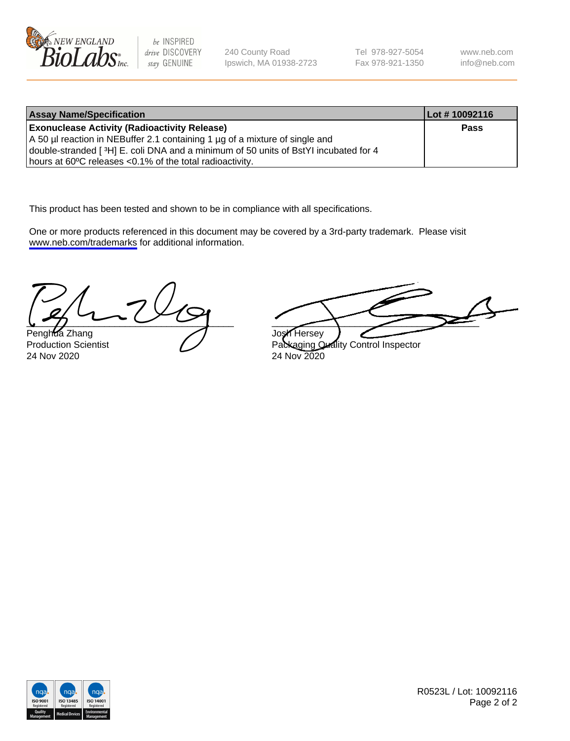| Assay Name/Specification | Lot # 10092116 |
| --- | --- |
| **Exonuclease Activity (Radioactivity Release)** A 50 µl reaction in NEBuffer 2.1 containing 1 µg of a mixture of single and double-stranded [ $^3$H] E. coli DNA and a minimum of 50 units of BstYI incubated for 4 hours at 60ºC releases <0.1% of the total radioactivity. | **Pass** |

This product has been tested and shown to be in compliance with all specifications.

One or more products referenced in this document may be covered by a 3rd-party trademark. Please visit www.neb.com/trademarks for additional information.

Penghua Zhang
Production Scientist
24 Nov 2020

Josh Hersey
Packaging Quality Control Inspector
24 Nov 2020

R0523L / Lot: 10092116